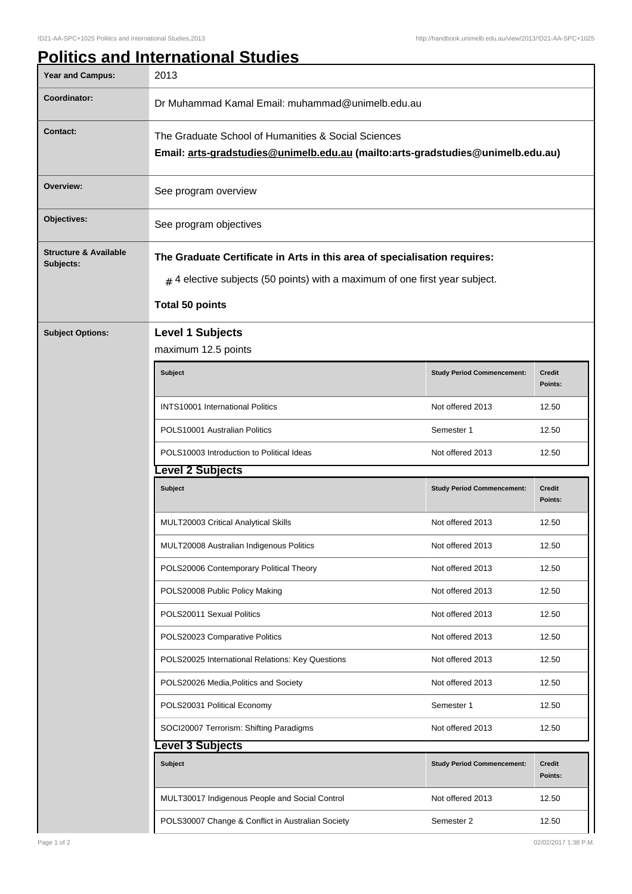# Politics and International Studies

| | |
|---|---|
| **Year and Campus:** | 2013 |
| **Coordinator:** | Dr Muhammad Kamal Email: muhammad@unimelb.edu.au |
| **Contact:** | The Graduate School of Humanities & Social Sciences<br>**Email: arts-gradstudies@unimelb.edu.au (mailto:arts-gradstudies@unimelb.edu.au)** |
| **Overview:** | See program overview |
| **Objectives:** | See program objectives |
| **Structure & Available Subjects:** | **The Graduate Certificate in Arts in this area of specialisation requires:**<br># 4 elective subjects (50 points) with a maximum of one first year subject.<br>**Total 50 points** |

**Subject Options:**

### Level 1 Subjects

maximum 12.5 points

| Subject | Study Period Commencement: | Credit Points: |
|---|---|---|
| INTS10001 International Politics | Not offered 2013 | 12.50 |
| POLS10001 Australian Politics | Semester 1 | 12.50 |
| POLS10003 Introduction to Political Ideas | Not offered 2013 | 12.50 |

### Level 2 Subjects

| Subject | Study Period Commencement: | Credit Points: |
|---|---|---|
| MULT20003 Critical Analytical Skills | Not offered 2013 | 12.50 |
| MULT20008 Australian Indigenous Politics | Not offered 2013 | 12.50 |
| POLS20006 Contemporary Political Theory | Not offered 2013 | 12.50 |
| POLS20008 Public Policy Making | Not offered 2013 | 12.50 |
| POLS20011 Sexual Politics | Not offered 2013 | 12.50 |
| POLS20023 Comparative Politics | Not offered 2013 | 12.50 |
| POLS20025 International Relations: Key Questions | Not offered 2013 | 12.50 |
| POLS20026 Media,Politics and Society | Not offered 2013 | 12.50 |
| POLS20031 Political Economy | Semester 1 | 12.50 |
| SOCI20007 Terrorism: Shifting Paradigms | Not offered 2013 | 12.50 |

### Level 3 Subjects

| Subject | Study Period Commencement: | Credit Points: |
|---|---|---|
| MULT30017 Indigenous People and Social Control | Not offered 2013 | 12.50 |
| POLS30007 Change & Conflict in Australian Society | Semester 2 | 12.50 |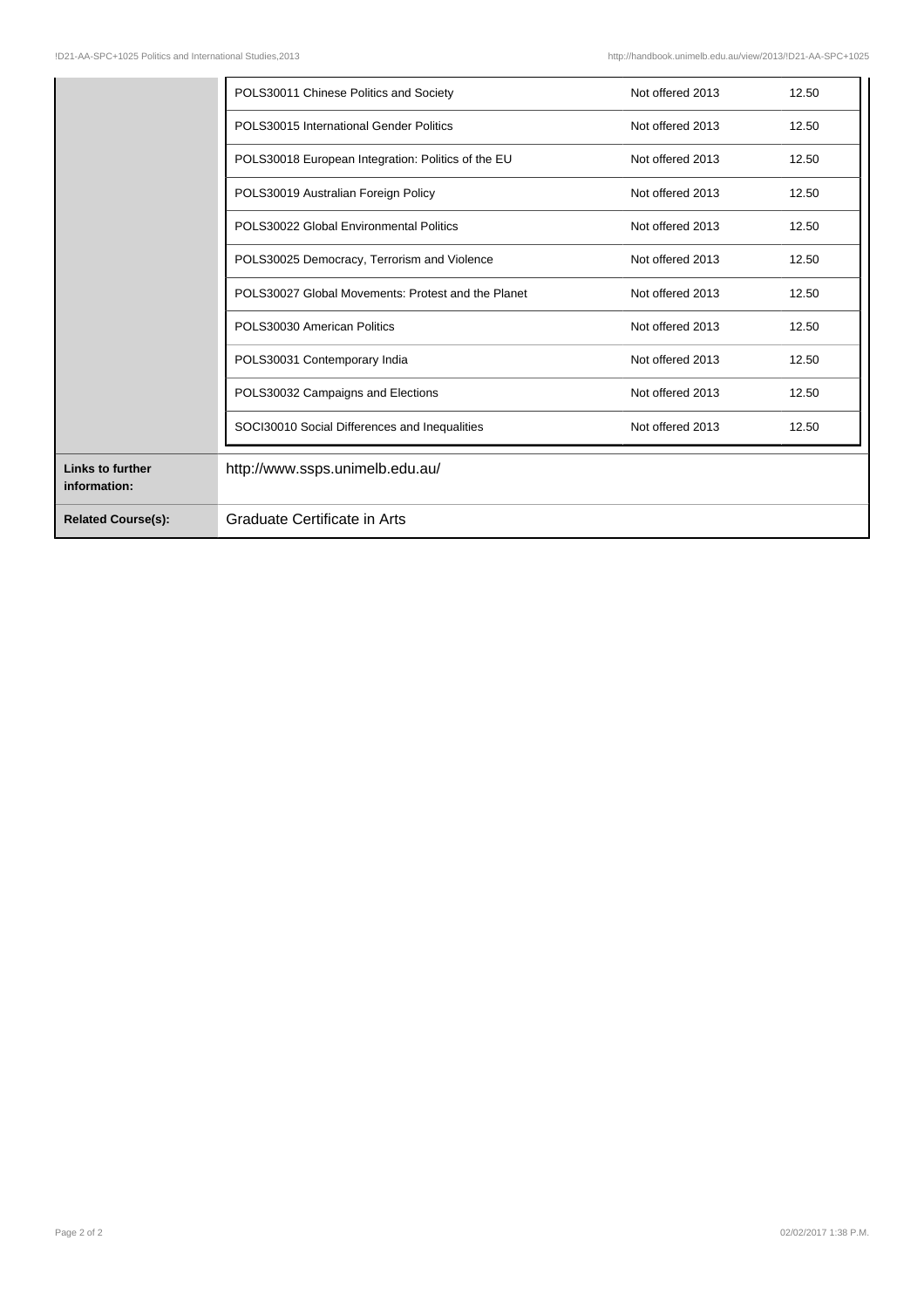| | | | |
|---|---|---|---|
| | POLS30011 Chinese Politics and Society | Not offered 2013 | 12.50 |
| | POLS30015 International Gender Politics | Not offered 2013 | 12.50 |
| | POLS30018 European Integration: Politics of the EU | Not offered 2013 | 12.50 |
| | POLS30019 Australian Foreign Policy | Not offered 2013 | 12.50 |
| | POLS30022 Global Environmental Politics | Not offered 2013 | 12.50 |
| | POLS30025 Democracy, Terrorism and Violence | Not offered 2013 | 12.50 |
| | POLS30027 Global Movements: Protest and the Planet | Not offered 2013 | 12.50 |
| | POLS30030 American Politics | Not offered 2013 | 12.50 |
| | POLS30031 Contemporary India | Not offered 2013 | 12.50 |
| | POLS30032 Campaigns and Elections | Not offered 2013 | 12.50 |
| | SOCI30010 Social Differences and Inequalities | Not offered 2013 | 12.50 |
| **Links to further information:** | http://www.ssps.unimelb.edu.au/ | | |
| **Related Course(s):** | Graduate Certificate in Arts | | |